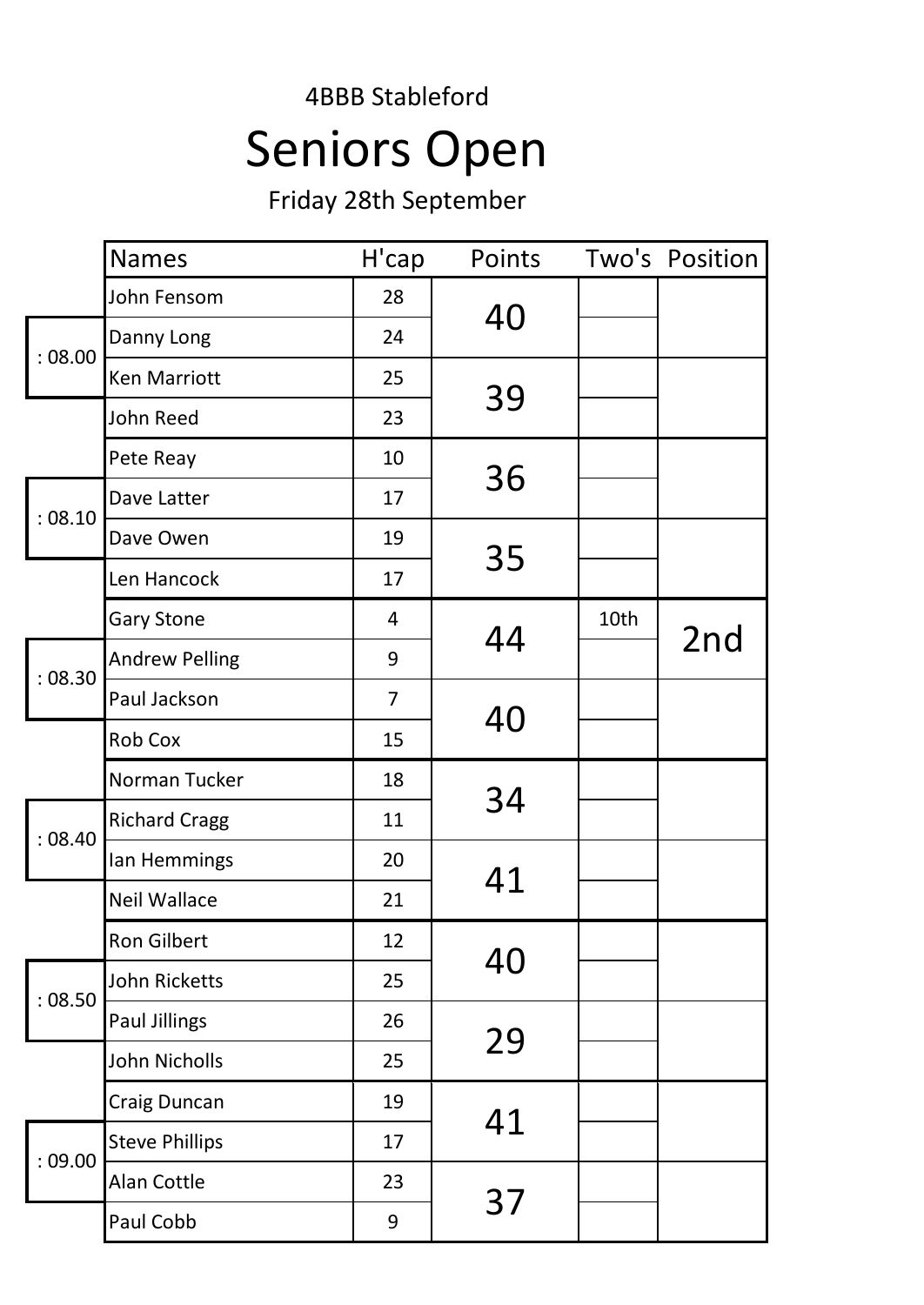4BBB Stableford

# Seniors Open

Friday 28th September

| Tee Time | Names | H'cap | Points | Two's | Position |
|---|---|---|---|---|---|
| : 08.00 | John Fensom | 28 | 40 | | |
| | Danny Long | 24 | | | |
| | Ken Marriott | 25 | 39 | | |
| | John Reed | 23 | | | |
| : 08.10 | Pete Reay | 10 | 36 | | |
| | Dave Latter | 17 | | | |
| | Dave Owen | 19 | 35 | | |
| | Len Hancock | 17 | | | |
| : 08.30 | Gary Stone | 4 | 44 | 10th | 2nd |
| | Andrew Pelling | 9 | | | |
| | Paul Jackson | 7 | 40 | | |
| | Rob Cox | 15 | | | |
| : 08.40 | Norman Tucker | 18 | 34 | | |
| | Richard Cragg | 11 | | | |
| | Ian Hemmings | 20 | 41 | | |
| | Neil Wallace | 21 | | | |
| : 08.50 | Ron Gilbert | 12 | 40 | | |
| | John Ricketts | 25 | | | |
| | Paul Jillings | 26 | 29 | | |
| | John Nicholls | 25 | | | |
| : 09.00 | Craig Duncan | 19 | 41 | | |
| | Steve Phillips | 17 | | | |
| | Alan Cottle | 23 | 37 | | |
| | Paul Cobb | 9 | | | |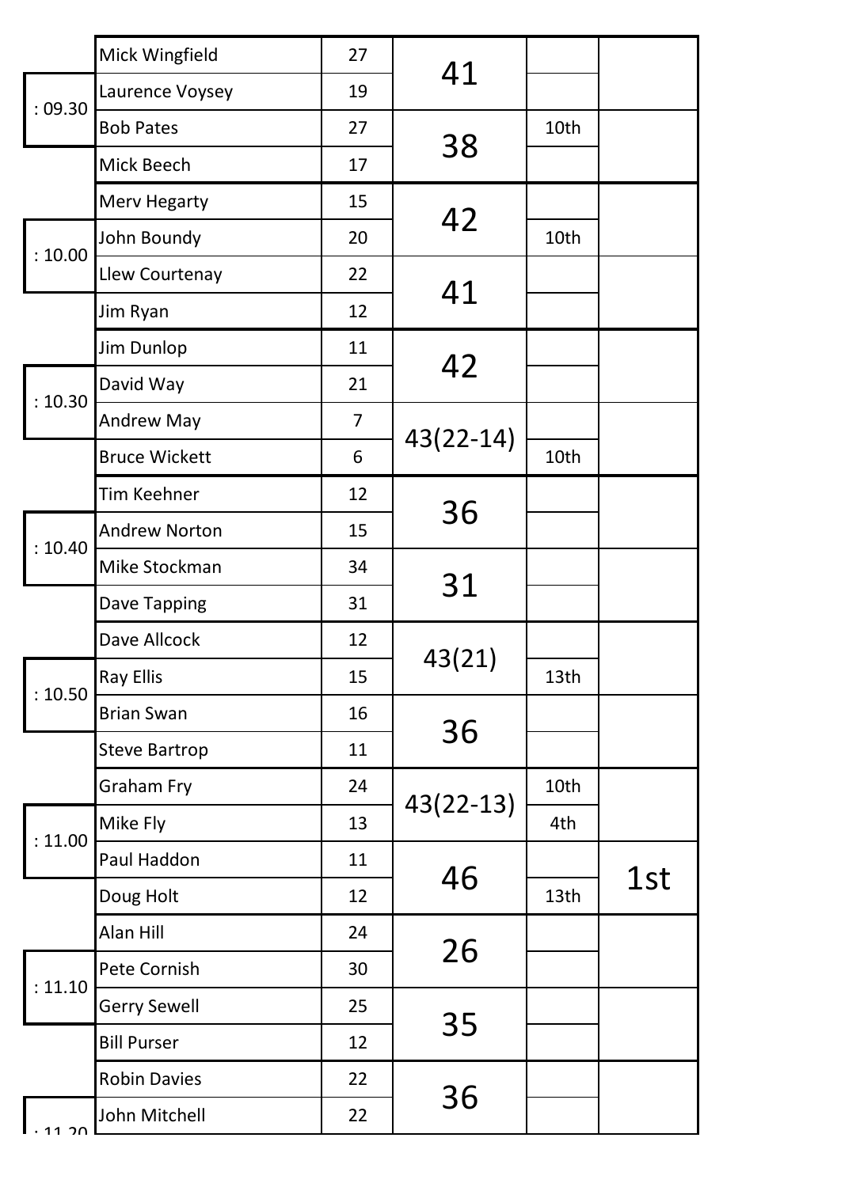| Time | Name | Handicap | Score | Place | Prize |
|---|---|---|---|---|---|
| : 09.30 | Mick Wingfield | 27 | 41 | | |
| | Laurence Voysey | 19 | | | |
| | Bob Pates | 27 | 38 | 10th | |
| | Mick Beech | 17 | | | |
| : 10.00 | Merv Hegarty | 15 | 42 | | |
| | John Boundy | 20 | | 10th | |
| | Llew Courtenay | 22 | 41 | | |
| | Jim Ryan | 12 | | | |
| : 10.30 | Jim Dunlop | 11 | 42 | | |
| | David Way | 21 | | | |
| | Andrew May | 7 | 43(22-14) | | |
| | Bruce Wickett | 6 | | 10th | |
| : 10.40 | Tim Keehner | 12 | 36 | | |
| | Andrew Norton | 15 | | | |
| | Mike Stockman | 34 | 31 | | |
| | Dave Tapping | 31 | | | |
| : 10.50 | Dave Allcock | 12 | 43(21) | | |
| | Ray Ellis | 15 | | 13th | |
| | Brian Swan | 16 | 36 | | |
| | Steve Bartrop | 11 | | | |
| : 11.00 | Graham Fry | 24 | 43(22-13) | 10th | |
| | Mike Fly | 13 | | 4th | |
| | Paul Haddon | 11 | 46 | | 1st |
| | Doug Holt | 12 | | 13th | |
| : 11.10 | Alan Hill | 24 | 26 | | |
| | Pete Cornish | 30 | | | |
| | Gerry Sewell | 25 | 35 | | |
| | Bill Purser | 12 | | | |
| : 11.20 | Robin Davies | 22 | 36 | | |
| | John Mitchell | 22 | | | |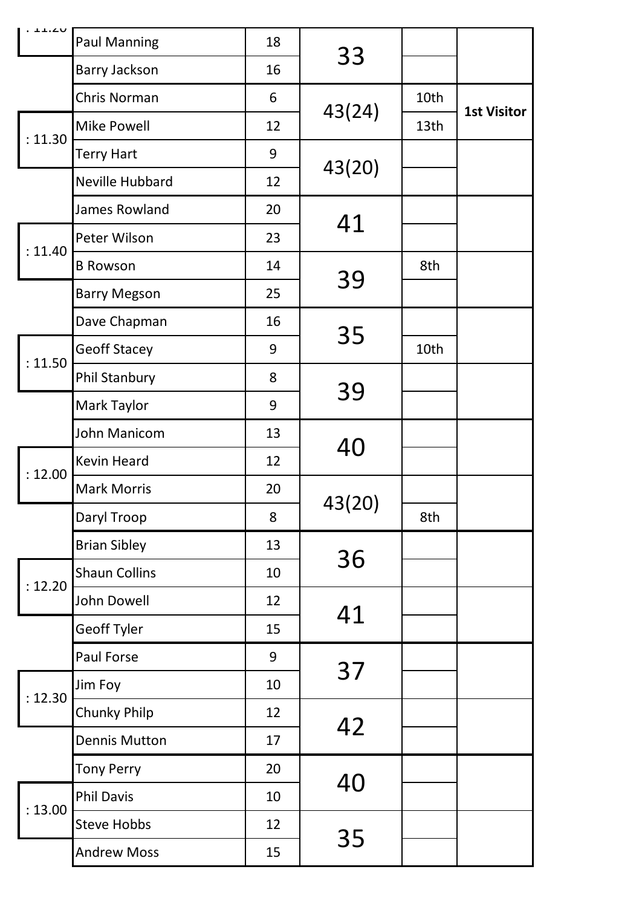| Time | Name | Score | Team Score | Position | Prize |
|---|---|---|---|---|---|
| : 11.20 | Paul Manning | 18 | 33 | | |
| | Barry Jackson | 16 | | | |
| : 11.30 | Chris Norman | 6 | 43(24) | 10th | 1st Visitor |
| | Mike Powell | 12 | | 13th | |
| | Terry Hart | 9 | 43(20) | | |
| | Neville Hubbard | 12 | | | |
| : 11.40 | James Rowland | 20 | 41 | | |
| | Peter Wilson | 23 | | | |
| | B Rowson | 14 | 39 | 8th | |
| | Barry Megson | 25 | | | |
| : 11.50 | Dave Chapman | 16 | 35 | | |
| | Geoff Stacey | 9 | | 10th | |
| | Phil Stanbury | 8 | 39 | | |
| | Mark Taylor | 9 | | | |
| : 12.00 | John Manicom | 13 | 40 | | |
| | Kevin Heard | 12 | | | |
| | Mark Morris | 20 | 43(20) | | |
| | Daryl Troop | 8 | | 8th | |
| : 12.20 | Brian Sibley | 13 | 36 | | |
| | Shaun Collins | 10 | | | |
| | John Dowell | 12 | 41 | | |
| | Geoff Tyler | 15 | | | |
| : 12.30 | Paul Forse | 9 | 37 | | |
| | Jim Foy | 10 | | | |
| | Chunky Philp | 12 | 42 | | |
| | Dennis Mutton | 17 | | | |
| : 13.00 | Tony Perry | 20 | 40 | | |
| | Phil Davis | 10 | | | |
| | Steve Hobbs | 12 | 35 | | |
| | Andrew Moss | 15 | | | |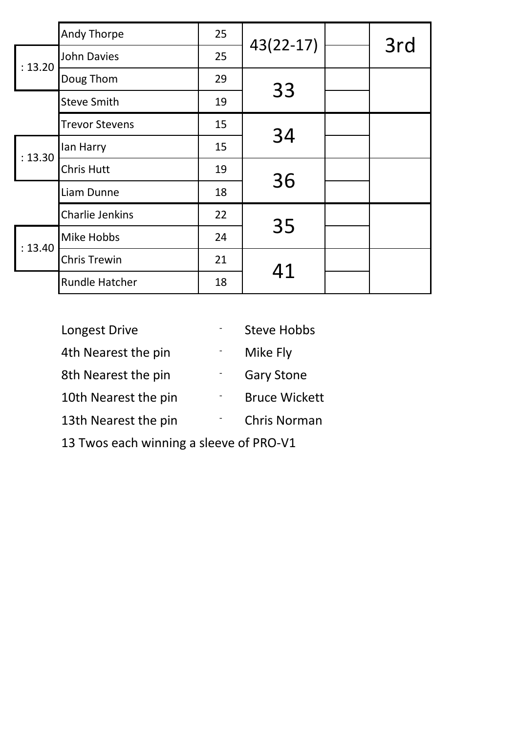| | | | | | |
|---|---|---|---|---|---|
| : 13.20 | Andy Thorpe | 25 | 43(22-17) | | 3rd |
| | John Davies | 25 | | | |
| | Doug Thom | 29 | 33 | | |
| | Steve Smith | 19 | | | |
| : 13.30 | Trevor Stevens | 15 | 34 | | |
| | Ian Harry | 15 | | | |
| | Chris Hutt | 19 | 36 | | |
| | Liam Dunne | 18 | | | |
| : 13.40 | Charlie Jenkins | 22 | 35 | | |
| | Mike Hobbs | 24 | | | |
| | Chris Trewin | 21 | 41 | | |
| | Rundle Hatcher | 18 | | | |

Longest Drive - Steve Hobbs

4th Nearest the pin - Mike Fly

8th Nearest the pin - Gary Stone

10th Nearest the pin - Bruce Wickett

13th Nearest the pin - Chris Norman

13 Twos each winning a sleeve of PRO-V1